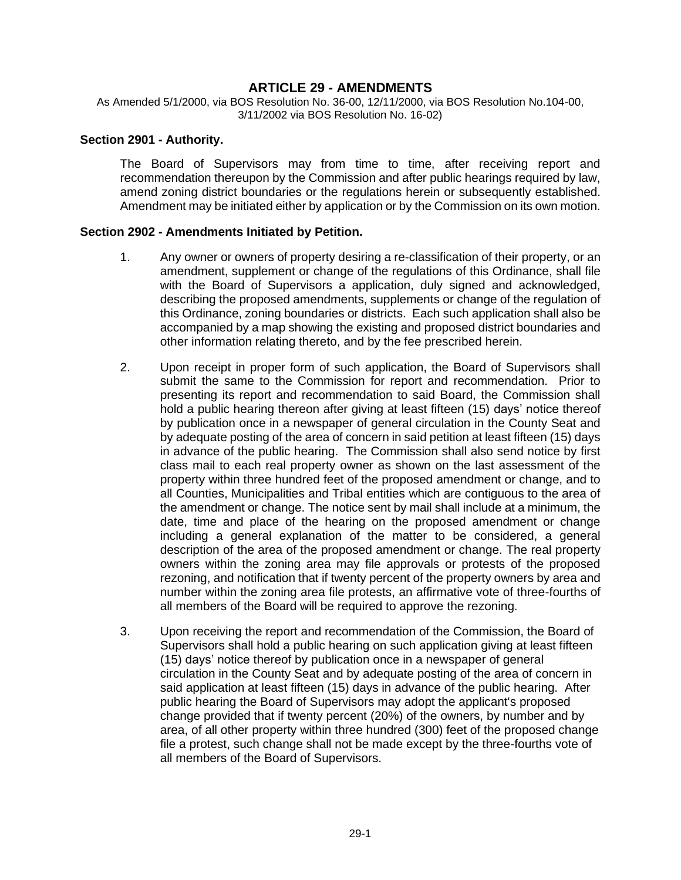# ARTICLE 29 - AMENDMENTS

As Amended 5/1/2000, via BOS Resolution No. 36-00, 12/11/2000, via BOS Resolution No.104-00, 3/11/2002 via BOS Resolution No. 16-02)

### Section 2901 - Authority.

The Board of Supervisors may from time to time, after receiving report and recommendation thereupon by the Commission and after public hearings required by law, amend zoning district boundaries or the regulations herein or subsequently established. Amendment may be initiated either by application or by the Commission on its own motion.

### Section 2902 - Amendments Initiated by Petition.

1. Any owner or owners of property desiring a re-classification of their property, or an amendment, supplement or change of the regulations of this Ordinance, shall file with the Board of Supervisors a application, duly signed and acknowledged, describing the proposed amendments, supplements or change of the regulation of this Ordinance, zoning boundaries or districts. Each such application shall also be accompanied by a map showing the existing and proposed district boundaries and other information relating thereto, and by the fee prescribed herein.

2. Upon receipt in proper form of such application, the Board of Supervisors shall submit the same to the Commission for report and recommendation. Prior to presenting its report and recommendation to said Board, the Commission shall hold a public hearing thereon after giving at least fifteen (15) days' notice thereof by publication once in a newspaper of general circulation in the County Seat and by adequate posting of the area of concern in said petition at least fifteen (15) days in advance of the public hearing. The Commission shall also send notice by first class mail to each real property owner as shown on the last assessment of the property within three hundred feet of the proposed amendment or change, and to all Counties, Municipalities and Tribal entities which are contiguous to the area of the amendment or change. The notice sent by mail shall include at a minimum, the date, time and place of the hearing on the proposed amendment or change including a general explanation of the matter to be considered, a general description of the area of the proposed amendment or change. The real property owners within the zoning area may file approvals or protests of the proposed rezoning, and notification that if twenty percent of the property owners by area and number within the zoning area file protests, an affirmative vote of three-fourths of all members of the Board will be required to approve the rezoning.

3. Upon receiving the report and recommendation of the Commission, the Board of Supervisors shall hold a public hearing on such application giving at least fifteen (15) days' notice thereof by publication once in a newspaper of general circulation in the County Seat and by adequate posting of the area of concern in said application at least fifteen (15) days in advance of the public hearing. After public hearing the Board of Supervisors may adopt the applicant's proposed change provided that if twenty percent (20%) of the owners, by number and by area, of all other property within three hundred (300) feet of the proposed change file a protest, such change shall not be made except by the three-fourths vote of all members of the Board of Supervisors.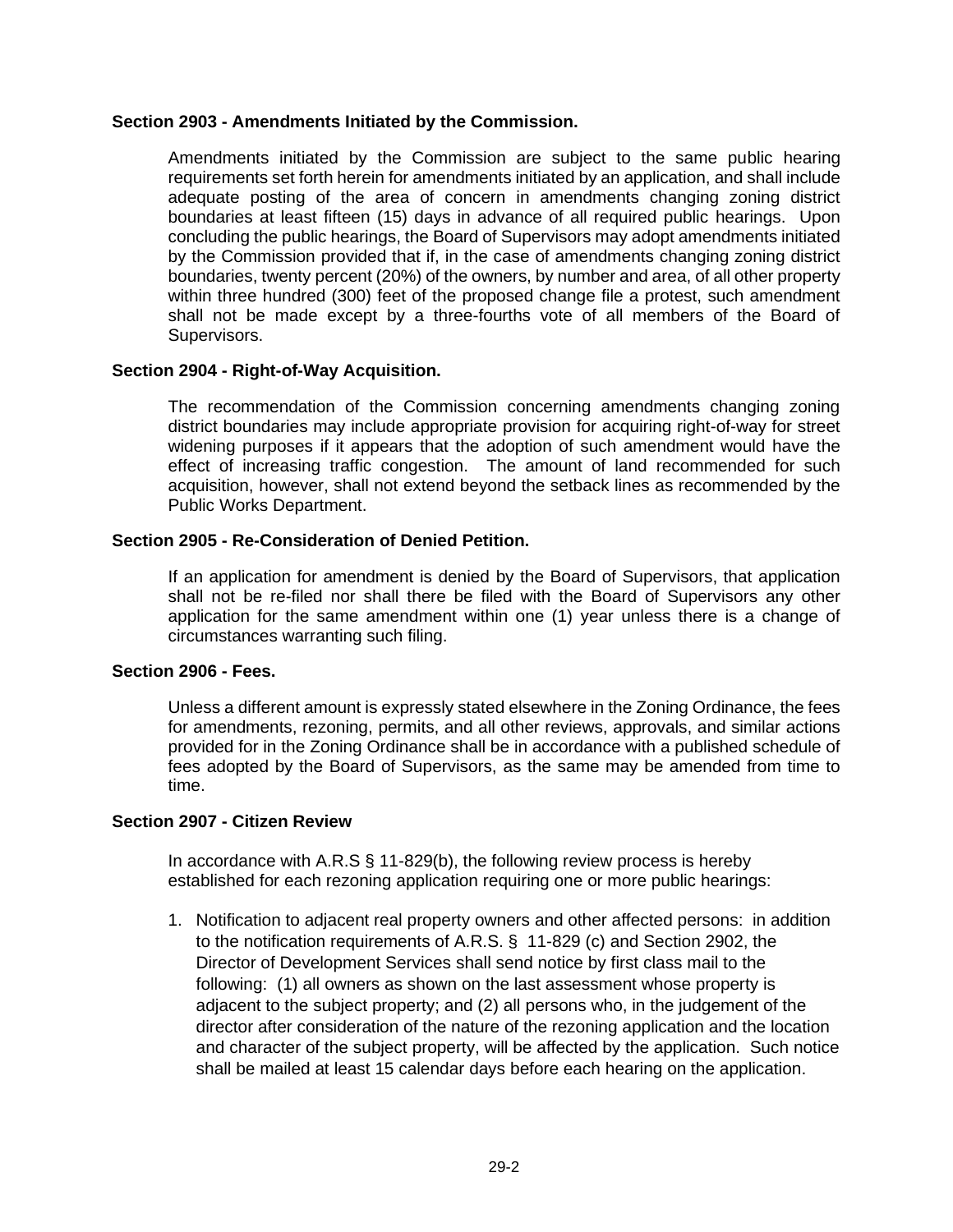### Section 2903 - Amendments Initiated by the Commission.

Amendments initiated by the Commission are subject to the same public hearing requirements set forth herein for amendments initiated by an application, and shall include adequate posting of the area of concern in amendments changing zoning district boundaries at least fifteen (15) days in advance of all required public hearings. Upon concluding the public hearings, the Board of Supervisors may adopt amendments initiated by the Commission provided that if, in the case of amendments changing zoning district boundaries, twenty percent (20%) of the owners, by number and area, of all other property within three hundred (300) feet of the proposed change file a protest, such amendment shall not be made except by a three-fourths vote of all members of the Board of Supervisors.

### Section 2904 - Right-of-Way Acquisition.

The recommendation of the Commission concerning amendments changing zoning district boundaries may include appropriate provision for acquiring right-of-way for street widening purposes if it appears that the adoption of such amendment would have the effect of increasing traffic congestion. The amount of land recommended for such acquisition, however, shall not extend beyond the setback lines as recommended by the Public Works Department.

### Section 2905 - Re-Consideration of Denied Petition.

If an application for amendment is denied by the Board of Supervisors, that application shall not be re-filed nor shall there be filed with the Board of Supervisors any other application for the same amendment within one (1) year unless there is a change of circumstances warranting such filing.

### Section 2906 - Fees.

Unless a different amount is expressly stated elsewhere in the Zoning Ordinance, the fees for amendments, rezoning, permits, and all other reviews, approvals, and similar actions provided for in the Zoning Ordinance shall be in accordance with a published schedule of fees adopted by the Board of Supervisors, as the same may be amended from time to time.

### Section 2907 - Citizen Review

In accordance with A.R.S § 11-829(b), the following review process is hereby established for each rezoning application requiring one or more public hearings:

1. Notification to adjacent real property owners and other affected persons: in addition to the notification requirements of A.R.S. § 11-829 (c) and Section 2902, the Director of Development Services shall send notice by first class mail to the following: (1) all owners as shown on the last assessment whose property is adjacent to the subject property; and (2) all persons who, in the judgement of the director after consideration of the nature of the rezoning application and the location and character of the subject property, will be affected by the application. Such notice shall be mailed at least 15 calendar days before each hearing on the application.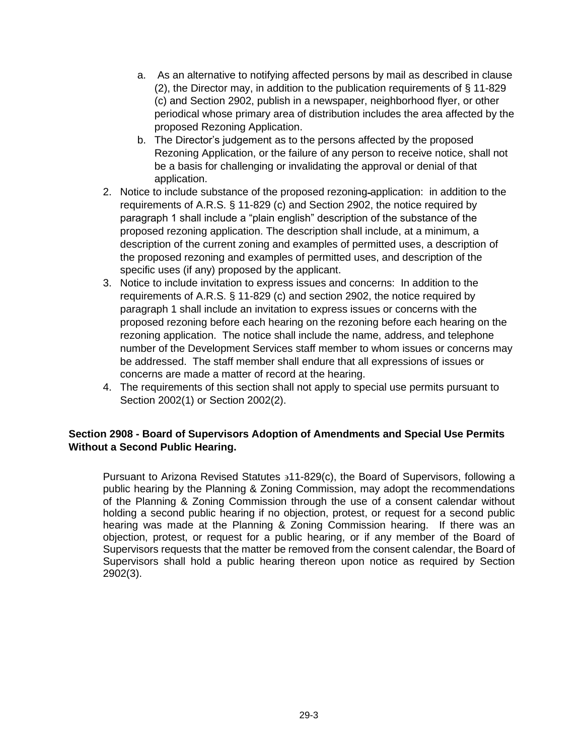a. As an alternative to notifying affected persons by mail as described in clause (2), the Director may, in addition to the publication requirements of § 11-829 (c) and Section 2902, publish in a newspaper, neighborhood flyer, or other periodical whose primary area of distribution includes the area affected by the proposed Rezoning Application.

b. The Director's judgement as to the persons affected by the proposed Rezoning Application, or the failure of any person to receive notice, shall not be a basis for challenging or invalidating the approval or denial of that application.

2. Notice to include substance of the proposed rezoning application: in addition to the requirements of A.R.S. § 11-829 (c) and Section 2902, the notice required by paragraph 1 shall include a "plain english" description of the substance of the proposed rezoning application. The description shall include, at a minimum, a description of the current zoning and examples of permitted uses, a description of the proposed rezoning and examples of permitted uses, and description of the specific uses (if any) proposed by the applicant.
3. Notice to include invitation to express issues and concerns: In addition to the requirements of A.R.S. § 11-829 (c) and section 2902, the notice required by paragraph 1 shall include an invitation to express issues or concerns with the proposed rezoning before each hearing on the rezoning before each hearing on the rezoning application. The notice shall include the name, address, and telephone number of the Development Services staff member to whom issues or concerns may be addressed. The staff member shall endure that all expressions of issues or concerns are made a matter of record at the hearing.
4. The requirements of this section shall not apply to special use permits pursuant to Section 2002(1) or Section 2002(2).

**Section 2908 - Board of Supervisors Adoption of Amendments and Special Use Permits Without a Second Public Hearing.**

Pursuant to Arizona Revised Statutes ∍11-829(c), the Board of Supervisors, following a public hearing by the Planning & Zoning Commission, may adopt the recommendations of the Planning & Zoning Commission through the use of a consent calendar without holding a second public hearing if no objection, protest, or request for a second public hearing was made at the Planning & Zoning Commission hearing. If there was an objection, protest, or request for a public hearing, or if any member of the Board of Supervisors requests that the matter be removed from the consent calendar, the Board of Supervisors shall hold a public hearing thereon upon notice as required by Section 2902(3).